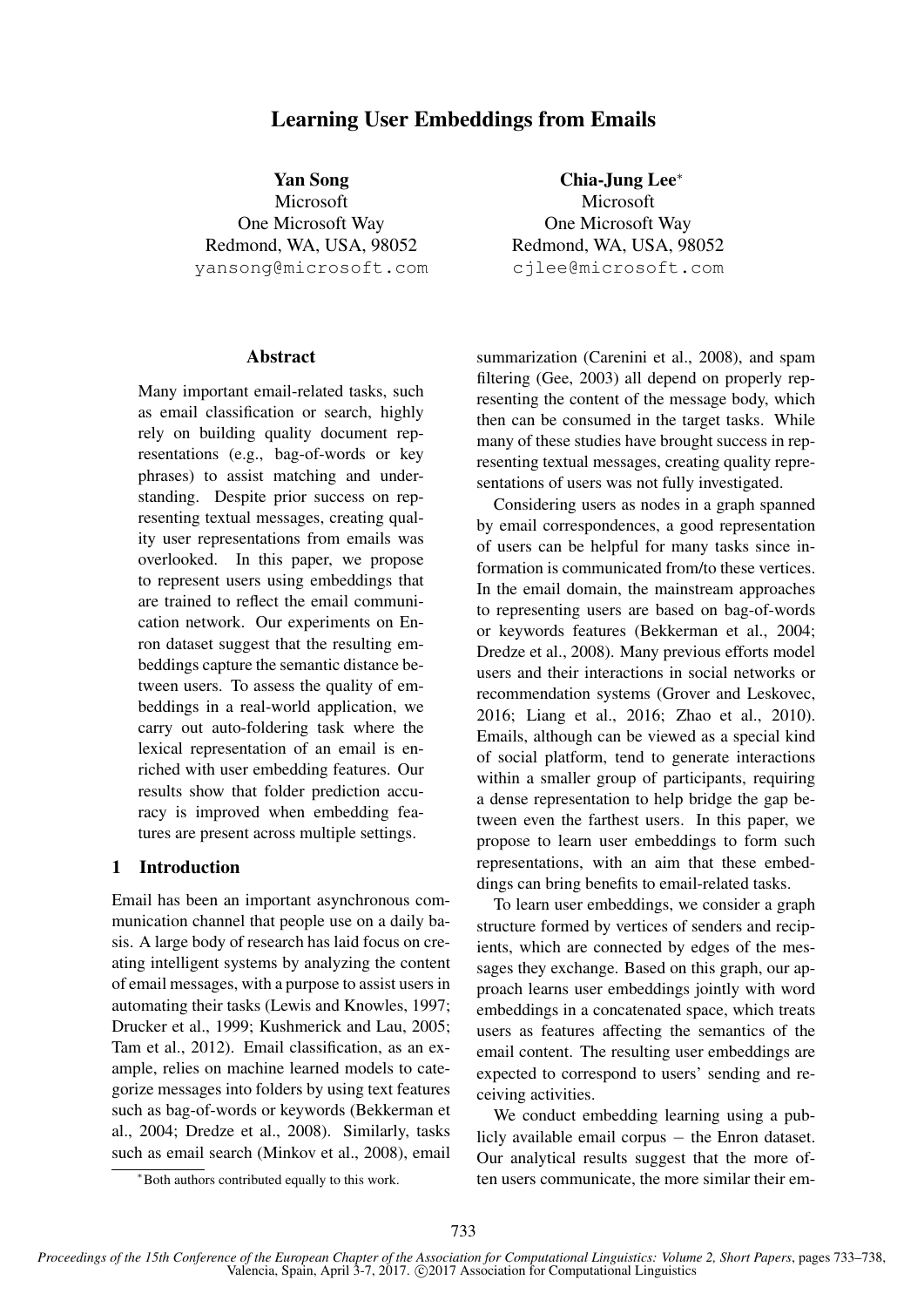# Learning User Embeddings from Emails

**Yan Song**
Microsoft
One Microsoft Way
Redmond, WA, USA, 98052
yansong@microsoft.com

**Chia-Jung Lee***
Microsoft
One Microsoft Way
Redmond, WA, USA, 98052
cjlee@microsoft.com

## Abstract

Many important email-related tasks, such as email classification or search, highly rely on building quality document representations (e.g., bag-of-words or key phrases) to assist matching and understanding. Despite prior success on representing textual messages, creating quality user representations from emails was overlooked. In this paper, we propose to represent users using embeddings that are trained to reflect the email communication network. Our experiments on Enron dataset suggest that the resulting embeddings capture the semantic distance between users. To assess the quality of embeddings in a real-world application, we carry out auto-foldering task where the lexical representation of an email is enriched with user embedding features. Our results show that folder prediction accuracy is improved when embedding features are present across multiple settings.

## 1 Introduction

Email has been an important asynchronous communication channel that people use on a daily basis. A large body of research has laid focus on creating intelligent systems by analyzing the content of email messages, with a purpose to assist users in automating their tasks (Lewis and Knowles, 1997; Drucker et al., 1999; Kushmerick and Lau, 2005; Tam et al., 2012). Email classification, as an example, relies on machine learned models to categorize messages into folders by using text features such as bag-of-words or keywords (Bekkerman et al., 2004; Dredze et al., 2008). Similarly, tasks such as email search (Minkov et al., 2008), email summarization (Carenini et al., 2008), and spam filtering (Gee, 2003) all depend on properly representing the content of the message body, which then can be consumed in the target tasks. While many of these studies have brought success in representing textual messages, creating quality representations of users was not fully investigated.

Considering users as nodes in a graph spanned by email correspondences, a good representation of users can be helpful for many tasks since information is communicated from/to these vertices. In the email domain, the mainstream approaches to representing users are based on bag-of-words or keywords features (Bekkerman et al., 2004; Dredze et al., 2008). Many previous efforts model users and their interactions in social networks or recommendation systems (Grover and Leskovec, 2016; Liang et al., 2016; Zhao et al., 2010). Emails, although can be viewed as a special kind of social platform, tend to generate interactions within a smaller group of participants, requiring a dense representation to help bridge the gap between even the farthest users. In this paper, we propose to learn user embeddings to form such representations, with an aim that these embeddings can bring benefits to email-related tasks.

To learn user embeddings, we consider a graph structure formed by vertices of senders and recipients, which are connected by edges of the messages they exchange. Based on this graph, our approach learns user embeddings jointly with word embeddings in a concatenated space, which treats users as features affecting the semantics of the email content. The resulting user embeddings are expected to correspond to users' sending and receiving activities.

We conduct embedding learning using a publicly available email corpus − the Enron dataset. Our analytical results suggest that the more often users communicate, the more similar their em-

*Both authors contributed equally to this work.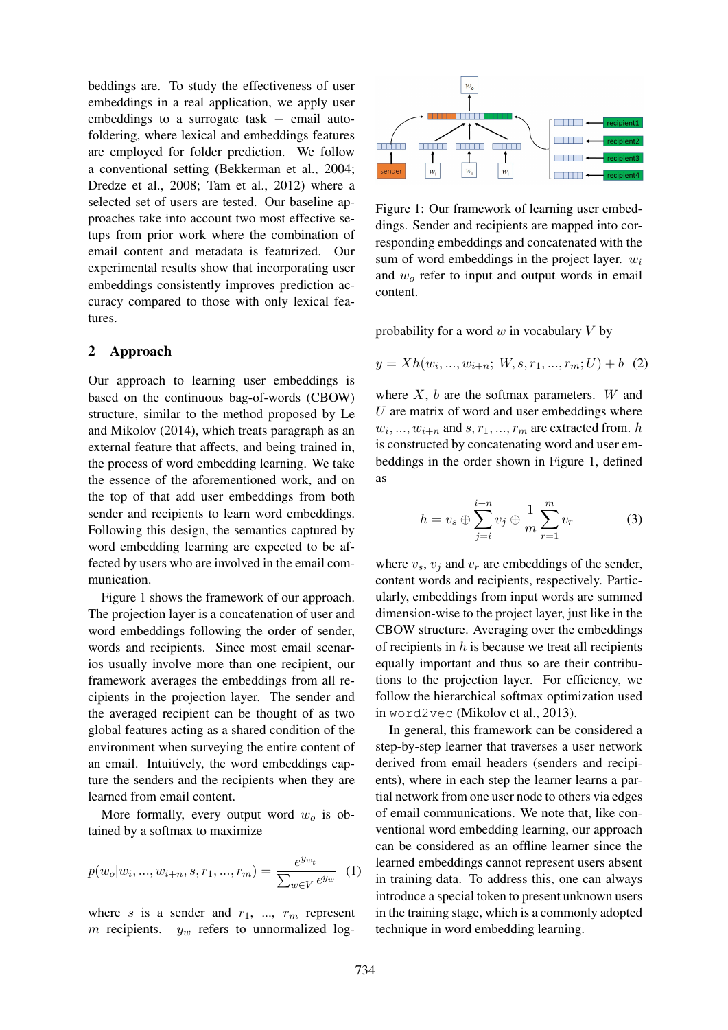beddings are. To study the effectiveness of user embeddings in a real application, we apply user embeddings to a surrogate task – email autofoldering, where lexical and embeddings features are employed for folder prediction. We follow a conventional setting (Bekkerman et al., 2004; Dredze et al., 2008; Tam et al., 2012) where a selected set of users are tested. Our baseline approaches take into account two most effective setups from prior work where the combination of email content and metadata is featurized. Our experimental results show that incorporating user embeddings consistently improves prediction accuracy compared to those with only lexical features.

## 2 Approach

Our approach to learning user embeddings is based on the continuous bag-of-words (CBOW) structure, similar to the method proposed by Le and Mikolov (2014), which treats paragraph as an external feature that affects, and being trained in, the process of word embedding learning. We take the essence of the aforementioned work, and on the top of that add user embeddings from both sender and recipients to learn word embeddings. Following this design, the semantics captured by word embedding learning are expected to be affected by users who are involved in the email communication.

Figure 1 shows the framework of our approach. The projection layer is a concatenation of user and word embeddings following the order of sender, words and recipients. Since most email scenarios usually involve more than one recipient, our framework averages the embeddings from all recipients in the projection layer. The sender and the averaged recipient can be thought of as two global features acting as a shared condition of the environment when surveying the entire content of an email. Intuitively, the word embeddings capture the senders and the recipients when they are learned from email content.

More formally, every output word $w_o$ is obtained by a softmax to maximize

$$p(w_o|w_i, ..., w_{i+n}, s, r_1, ..., r_m) = \frac{e^{y_{w_t}}}{\sum_{w \in V} e^{y_w}} \quad (1)$$

where $s$ is a sender and $r_1$, ..., $r_m$ represent $m$ recipients. $y_w$ refers to unnormalized log-

Figure 1: Our framework of learning user embeddings. Sender and recipients are mapped into corresponding embeddings and concatenated with the sum of word embeddings in the project layer. $w_i$ and $w_o$ refer to input and output words in email content.

probability for a word $w$ in vocabulary $V$ by

$$y = Xh(w_i, ..., w_{i+n};\ W, s, r_1, ..., r_m; U) + b \quad (2)$$

where $X$, $b$ are the softmax parameters. $W$ and $U$ are matrix of word and user embeddings where $w_i, ..., w_{i+n}$ and $s, r_1, ..., r_m$ are extracted from. $h$ is constructed by concatenating word and user embeddings in the order shown in Figure 1, defined as

$$h = v_s \oplus \sum_{j=i}^{i+n} v_j \oplus \frac{1}{m} \sum_{r=1}^{m} v_r \quad (3)$$

where $v_s$, $v_j$ and $v_r$ are embeddings of the sender, content words and recipients, respectively. Particularly, embeddings from input words are summed dimension-wise to the project layer, just like in the CBOW structure. Averaging over the embeddings of recipients in $h$ is because we treat all recipients equally important and thus so are their contributions to the projection layer. For efficiency, we follow the hierarchical softmax optimization used in `word2vec` (Mikolov et al., 2013).

In general, this framework can be considered a step-by-step learner that traverses a user network derived from email headers (senders and recipients), where in each step the learner learns a partial network from one user node to others via edges of email communications. We note that, like conventional word embedding learning, our approach can be considered as an offline learner since the learned embeddings cannot represent users absent in training data. To address this, one can always introduce a special token to present unknown users in the training stage, which is a commonly adopted technique in word embedding learning.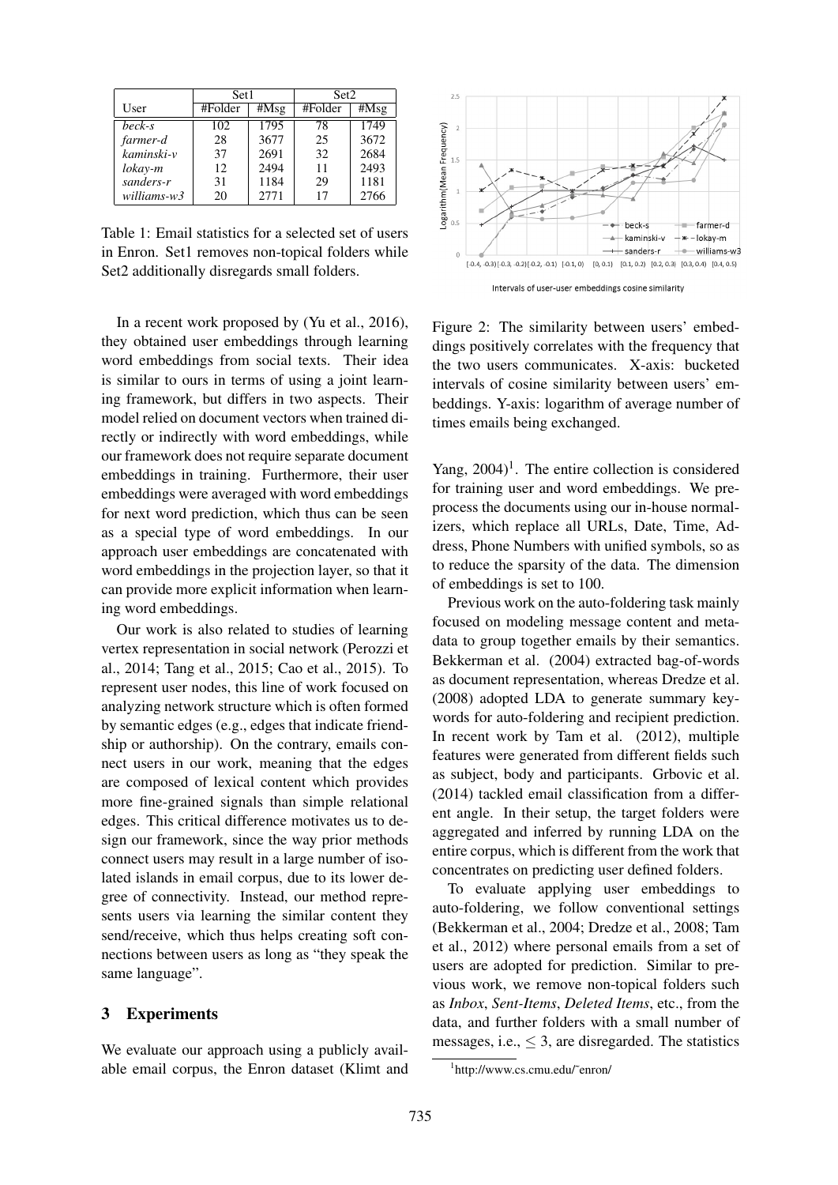| User | Set1 | | Set2 | |
|---|---|---|---|---|
| | #Folder | #Msg | #Folder | #Msg |
| *beck-s* | 102 | 1795 | 78 | 1749 |
| *farmer-d* | 28 | 3677 | 25 | 3672 |
| *kaminski-v* | 37 | 2691 | 32 | 2684 |
| *lokay-m* | 12 | 2494 | 11 | 2493 |
| *sanders-r* | 31 | 1184 | 29 | 1181 |
| *williams-w3* | 20 | 2771 | 17 | 2766 |

Table 1: Email statistics for a selected set of users in Enron. Set1 removes non-topical folders while Set2 additionally disregards small folders.

In a recent work proposed by (Yu et al., 2016), they obtained user embeddings through learning word embeddings from social texts. Their idea is similar to ours in terms of using a joint learning framework, but differs in two aspects. Their model relied on document vectors when trained directly or indirectly with word embeddings, while our framework does not require separate document embeddings in training. Furthermore, their user embeddings were averaged with word embeddings for next word prediction, which thus can be seen as a special type of word embeddings. In our approach user embeddings are concatenated with word embeddings in the projection layer, so that it can provide more explicit information when learning word embeddings.

Our work is also related to studies of learning vertex representation in social network (Perozzi et al., 2014; Tang et al., 2015; Cao et al., 2015). To represent user nodes, this line of work focused on analyzing network structure which is often formed by semantic edges (e.g., edges that indicate friendship or authorship). On the contrary, emails connect users in our work, meaning that the edges are composed of lexical content which provides more fine-grained signals than simple relational edges. This critical difference motivates us to design our framework, since the way prior methods connect users may result in a large number of isolated islands in email corpus, due to its lower degree of connectivity. Instead, our method represents users via learning the similar content they send/receive, which thus helps creating soft connections between users as long as "they speak the same language".

## 3 Experiments

We evaluate our approach using a publicly available email corpus, the Enron dataset (Klimt and Yang, 2004)[1]. The entire collection is considered for training user and word embeddings. We preprocess the documents using our in-house normalizers, which replace all URLs, Date, Time, Address, Phone Numbers with unified symbols, so as to reduce the sparsity of the data. The dimension of embeddings is set to 100.

Figure 2: The similarity between users' embeddings positively correlates with the frequency that the two users communicates. X-axis: bucketed intervals of cosine similarity between users' embeddings. Y-axis: logarithm of average number of times emails being exchanged.

Previous work on the auto-foldering task mainly focused on modeling message content and metadata to group together emails by their semantics. Bekkerman et al. (2004) extracted bag-of-words as document representation, whereas Dredze et al. (2008) adopted LDA to generate summary keywords for auto-foldering and recipient prediction. In recent work by Tam et al. (2012), multiple features were generated from different fields such as subject, body and participants. Grbovic et al. (2014) tackled email classification from a different angle. In their setup, the target folders were aggregated and inferred by running LDA on the entire corpus, which is different from the work that concentrates on predicting user defined folders.

To evaluate applying user embeddings to auto-foldering, we follow conventional settings (Bekkerman et al., 2004; Dredze et al., 2008; Tam et al., 2012) where personal emails from a set of users are adopted for prediction. Similar to previous work, we remove non-topical folders such as *Inbox*, *Sent-Items*, *Deleted Items*, etc., from the data, and further folders with a small number of messages, i.e., $\leq 3$, are disregarded. The statistics

[1] http://www.cs.cmu.edu/~enron/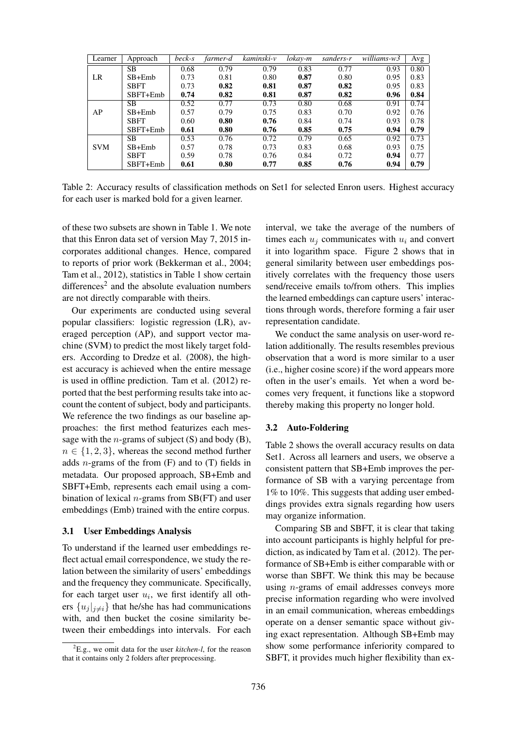| Learner | Approach | *beck-s* | *farmer-d* | *kaminski-v* | *lokay-m* | *sanders-r* | *williams-w3* | Avg |
|---|---|---|---|---|---|---|---|---|
| LR | SB | 0.68 | 0.79 | 0.79 | 0.83 | 0.77 | 0.93 | 0.80 |
| | SB+Emb | 0.73 | 0.81 | 0.80 | **0.87** | 0.80 | 0.95 | 0.83 |
| | SBFT | 0.73 | **0.82** | **0.81** | **0.87** | **0.82** | 0.95 | 0.83 |
| | SBFT+Emb | **0.74** | **0.82** | **0.81** | **0.87** | **0.82** | **0.96** | **0.84** |
| AP | SB | 0.52 | 0.77 | 0.73 | 0.80 | 0.68 | 0.91 | 0.74 |
| | SB+Emb | 0.57 | 0.79 | 0.75 | 0.83 | 0.70 | 0.92 | 0.76 |
| | SBFT | 0.60 | **0.80** | **0.76** | 0.84 | 0.74 | 0.93 | 0.78 |
| | SBFT+Emb | **0.61** | **0.80** | **0.76** | **0.85** | **0.75** | **0.94** | **0.79** |
| SVM | SB | 0.53 | 0.76 | 0.72 | 0.79 | 0.65 | 0.92 | 0.73 |
| | SB+Emb | 0.57 | 0.78 | 0.73 | 0.83 | 0.68 | 0.93 | 0.75 |
| | SBFT | 0.59 | 0.78 | 0.76 | 0.84 | 0.72 | **0.94** | 0.77 |
| | SBFT+Emb | **0.61** | **0.80** | **0.77** | **0.85** | **0.76** | **0.94** | **0.79** |

Table 2: Accuracy results of classification methods on Set1 for selected Enron users. Highest accuracy for each user is marked bold for a given learner.

of these two subsets are shown in Table 1. We note that this Enron data set of version May 7, 2015 incorporates additional changes. Hence, compared to reports of prior work (Bekkerman et al., 2004; Tam et al., 2012), statistics in Table 1 show certain differences[2] and the absolute evaluation numbers are not directly comparable with theirs.

Our experiments are conducted using several popular classifiers: logistic regression (LR), averaged perception (AP), and support vector machine (SVM) to predict the most likely target folders. According to Dredze et al. (2008), the highest accuracy is achieved when the entire message is used in offline prediction. Tam et al. (2012) reported that the best performing results take into account the content of subject, body and participants. We reference the two findings as our baseline approaches: the first method featurizes each message with the $n$-grams of subject (S) and body (B), $n \in \{1, 2, 3\}$, whereas the second method further adds $n$-grams of the from (F) and to (T) fields in metadata. Our proposed approach, SB+Emb and SBFT+Emb, represents each email using a combination of lexical $n$-grams from SB(FT) and user embeddings (Emb) trained with the entire corpus.

### 3.1 User Embeddings Analysis

To understand if the learned user embeddings reflect actual email correspondence, we study the relation between the similarity of users' embeddings and the frequency they communicate. Specifically, for each target user $u_i$, we first identify all others $\{u_j|_{j \neq i}\}$ that he/she has had communications with, and then bucket the cosine similarity between their embeddings into intervals. For each interval, we take the average of the numbers of times each $u_j$ communicates with $u_i$ and convert it into logarithm space. Figure 2 shows that in general similarity between user embeddings positively correlates with the frequency those users send/receive emails to/from others. This implies the learned embeddings can capture users' interactions through words, therefore forming a fair user representation candidate.

We conduct the same analysis on user-word relation additionally. The results resembles previous observation that a word is more similar to a user (i.e., higher cosine score) if the word appears more often in the user's emails. Yet when a word becomes very frequent, it functions like a stopword thereby making this property no longer hold.

### 3.2 Auto-Foldering

Table 2 shows the overall accuracy results on data Set1. Across all learners and users, we observe a consistent pattern that SB+Emb improves the performance of SB with a varying percentage from 1% to 10%. This suggests that adding user embeddings provides extra signals regarding how users may organize information.

Comparing SB and SBFT, it is clear that taking into account participants is highly helpful for prediction, as indicated by Tam et al. (2012). The performance of SB+Emb is either comparable with or worse than SBFT. We think this may be because using $n$-grams of email addresses conveys more precise information regarding who were involved in an email communication, whereas embeddings operate on a denser semantic space without giving exact representation. Although SB+Emb may show some performance inferiority compared to SBFT, it provides much higher flexibility than ex-

[2] E.g., we omit data for the user *kitchen-l*, for the reason that it contains only 2 folders after preprocessing.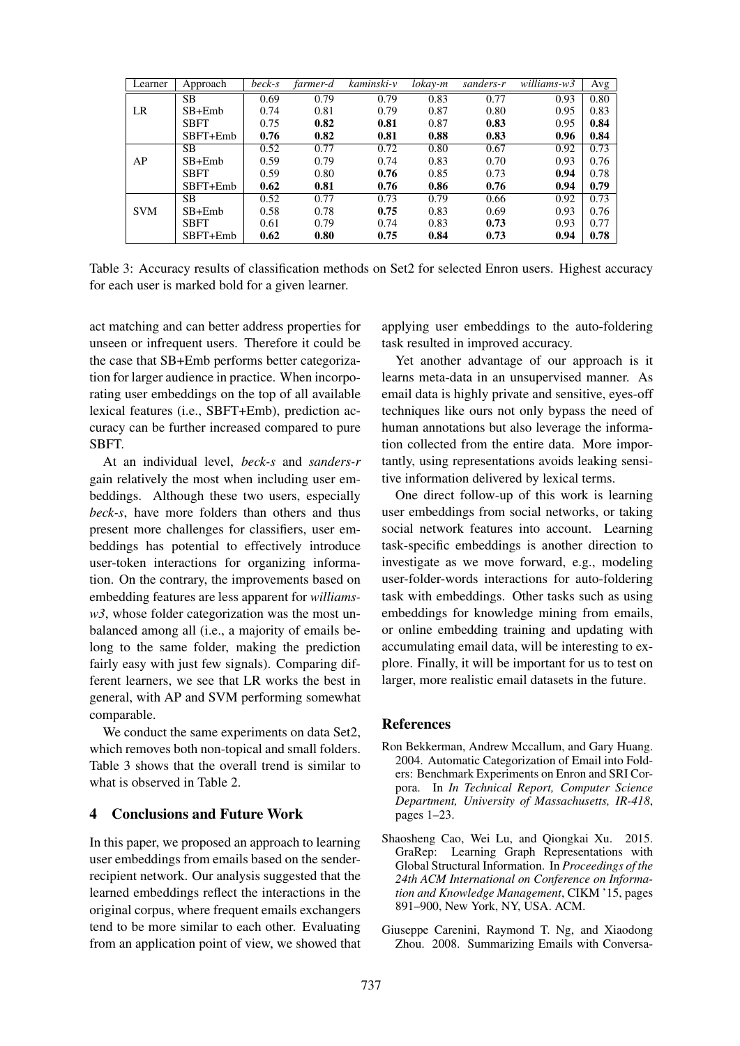| Learner | Approach | *beck-s* | *farmer-d* | *kaminski-v* | *lokay-m* | *sanders-r* | *williams-w3* | Avg |
|---|---|---|---|---|---|---|---|---|
| LR | SB | 0.69 | 0.79 | 0.79 | 0.83 | 0.77 | 0.93 | 0.80 |
| | SB+Emb | 0.74 | 0.81 | 0.79 | 0.87 | 0.80 | 0.95 | 0.83 |
| | SBFT | 0.75 | **0.82** | **0.81** | 0.87 | **0.83** | 0.95 | **0.84** |
| | SBFT+Emb | **0.76** | **0.82** | **0.81** | **0.88** | **0.83** | **0.96** | **0.84** |
| AP | SB | 0.52 | 0.77 | 0.72 | 0.80 | 0.67 | 0.92 | 0.73 |
| | SB+Emb | 0.59 | 0.79 | 0.74 | 0.83 | 0.70 | 0.93 | 0.76 |
| | SBFT | 0.59 | 0.80 | **0.76** | 0.85 | 0.73 | **0.94** | 0.78 |
| | SBFT+Emb | **0.62** | **0.81** | **0.76** | **0.86** | **0.76** | **0.94** | **0.79** |
| SVM | SB | 0.52 | 0.77 | 0.73 | 0.79 | 0.66 | 0.92 | 0.73 |
| | SB+Emb | 0.58 | 0.78 | **0.75** | 0.83 | 0.69 | 0.93 | 0.76 |
| | SBFT | 0.61 | 0.79 | 0.74 | 0.83 | **0.73** | 0.93 | 0.77 |
| | SBFT+Emb | **0.62** | **0.80** | **0.75** | **0.84** | **0.73** | **0.94** | **0.78** |

Table 3: Accuracy results of classification methods on Set2 for selected Enron users. Highest accuracy for each user is marked bold for a given learner.

act matching and can better address properties for unseen or infrequent users. Therefore it could be the case that SB+Emb performs better categorization for larger audience in practice. When incorporating user embeddings on the top of all available lexical features (i.e., SBFT+Emb), prediction accuracy can be further increased compared to pure SBFT.

At an individual level, *beck-s* and *sanders-r* gain relatively the most when including user embeddings. Although these two users, especially *beck-s*, have more folders than others and thus present more challenges for classifiers, user embeddings has potential to effectively introduce user-token interactions for organizing information. On the contrary, the improvements based on embedding features are less apparent for *williams-w3*, whose folder categorization was the most unbalanced among all (i.e., a majority of emails belong to the same folder, making the prediction fairly easy with just few signals). Comparing different learners, we see that LR works the best in general, with AP and SVM performing somewhat comparable.

We conduct the same experiments on data Set2, which removes both non-topical and small folders. Table 3 shows that the overall trend is similar to what is observed in Table 2.

## 4 Conclusions and Future Work

In this paper, we proposed an approach to learning user embeddings from emails based on the sender-recipient network. Our analysis suggested that the learned embeddings reflect the interactions in the original corpus, where frequent emails exchangers tend to be more similar to each other. Evaluating from an application point of view, we showed that applying user embeddings to the auto-foldering task resulted in improved accuracy.

Yet another advantage of our approach is it learns meta-data in an unsupervised manner. As email data is highly private and sensitive, eyes-off techniques like ours not only bypass the need of human annotations but also leverage the information collected from the entire data. More importantly, using representations avoids leaking sensitive information delivered by lexical terms.

One direct follow-up of this work is learning user embeddings from social networks, or taking social network features into account. Learning task-specific embeddings is another direction to investigate as we move forward, e.g., modeling user-folder-words interactions for auto-foldering task with embeddings. Other tasks such as using embeddings for knowledge mining from emails, or online embedding training and updating with accumulating email data, will be interesting to explore. Finally, it will be important for us to test on larger, more realistic email datasets in the future.

## References

Ron Bekkerman, Andrew Mccallum, and Gary Huang. 2004. Automatic Categorization of Email into Folders: Benchmark Experiments on Enron and SRI Corpora. In *In Technical Report, Computer Science Department, University of Massachusetts, IR-418*, pages 1–23.

Shaosheng Cao, Wei Lu, and Qiongkai Xu. 2015. GraRep: Learning Graph Representations with Global Structural Information. In *Proceedings of the 24th ACM International on Conference on Information and Knowledge Management*, CIKM '15, pages 891–900, New York, NY, USA. ACM.

Giuseppe Carenini, Raymond T. Ng, and Xiaodong Zhou. 2008. Summarizing Emails with Conversa-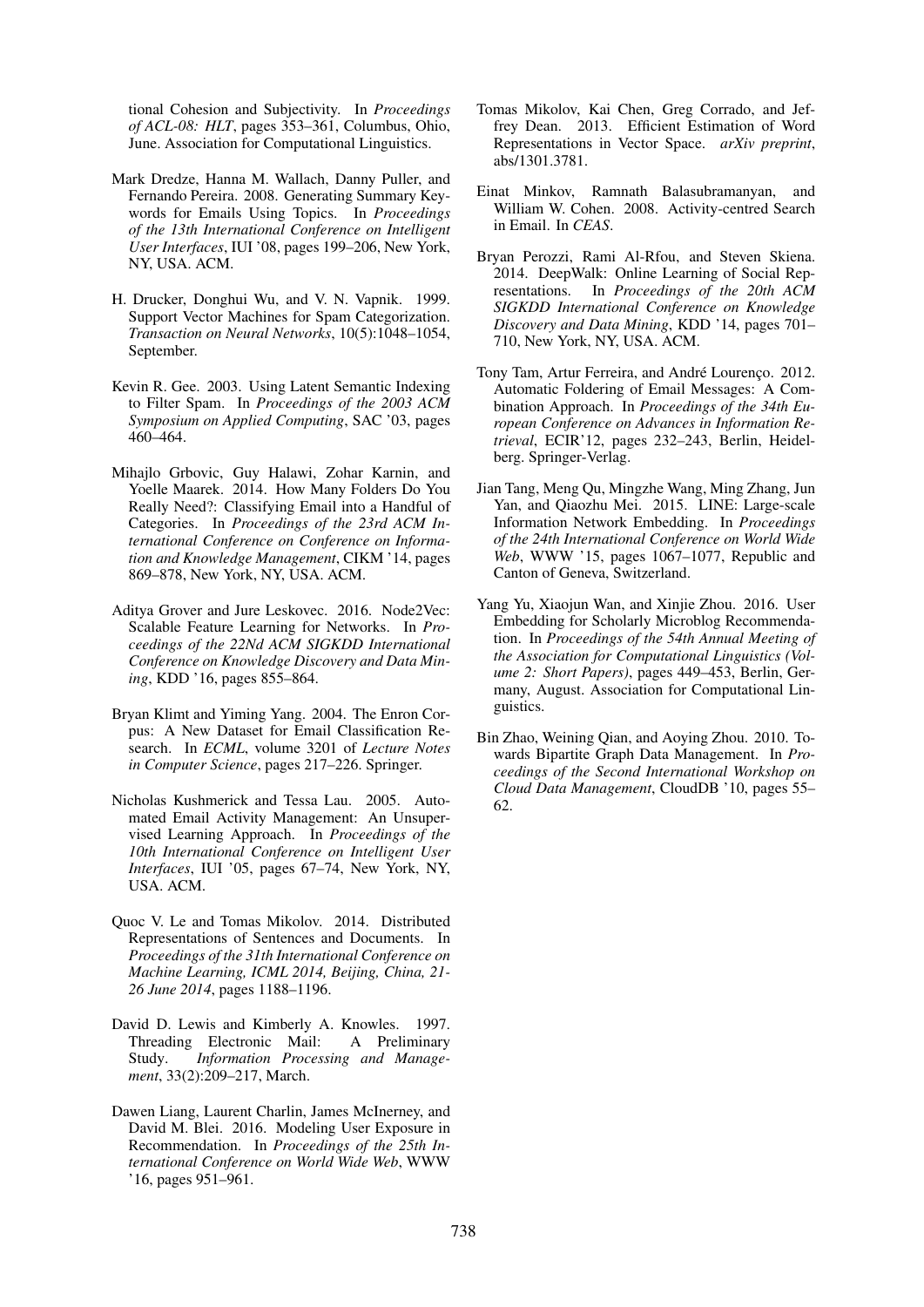tional Cohesion and Subjectivity. In *Proceedings of ACL-08: HLT*, pages 353–361, Columbus, Ohio, June. Association for Computational Linguistics.

Mark Dredze, Hanna M. Wallach, Danny Puller, and Fernando Pereira. 2008. Generating Summary Keywords for Emails Using Topics. In *Proceedings of the 13th International Conference on Intelligent User Interfaces*, IUI '08, pages 199–206, New York, NY, USA. ACM.

H. Drucker, Donghui Wu, and V. N. Vapnik. 1999. Support Vector Machines for Spam Categorization. *Transaction on Neural Networks*, 10(5):1048–1054, September.

Kevin R. Gee. 2003. Using Latent Semantic Indexing to Filter Spam. In *Proceedings of the 2003 ACM Symposium on Applied Computing*, SAC '03, pages 460–464.

Mihajlo Grbovic, Guy Halawi, Zohar Karnin, and Yoelle Maarek. 2014. How Many Folders Do You Really Need?: Classifying Email into a Handful of Categories. In *Proceedings of the 23rd ACM International Conference on Conference on Information and Knowledge Management*, CIKM '14, pages 869–878, New York, NY, USA. ACM.

Aditya Grover and Jure Leskovec. 2016. Node2Vec: Scalable Feature Learning for Networks. In *Proceedings of the 22Nd ACM SIGKDD International Conference on Knowledge Discovery and Data Mining*, KDD '16, pages 855–864.

Bryan Klimt and Yiming Yang. 2004. The Enron Corpus: A New Dataset for Email Classification Research. In *ECML*, volume 3201 of *Lecture Notes in Computer Science*, pages 217–226. Springer.

Nicholas Kushmerick and Tessa Lau. 2005. Automated Email Activity Management: An Unsupervised Learning Approach. In *Proceedings of the 10th International Conference on Intelligent User Interfaces*, IUI '05, pages 67–74, New York, NY, USA. ACM.

Quoc V. Le and Tomas Mikolov. 2014. Distributed Representations of Sentences and Documents. In *Proceedings of the 31th International Conference on Machine Learning, ICML 2014, Beijing, China, 21-26 June 2014*, pages 1188–1196.

David D. Lewis and Kimberly A. Knowles. 1997. Threading Electronic Mail: A Preliminary Study. *Information Processing and Management*, 33(2):209–217, March.

Dawen Liang, Laurent Charlin, James McInerney, and David M. Blei. 2016. Modeling User Exposure in Recommendation. In *Proceedings of the 25th International Conference on World Wide Web*, WWW '16, pages 951–961.

Tomas Mikolov, Kai Chen, Greg Corrado, and Jeffrey Dean. 2013. Efficient Estimation of Word Representations in Vector Space. *arXiv preprint*, abs/1301.3781.

Einat Minkov, Ramnath Balasubramanyan, and William W. Cohen. 2008. Activity-centred Search in Email. In *CEAS*.

Bryan Perozzi, Rami Al-Rfou, and Steven Skiena. 2014. DeepWalk: Online Learning of Social Representations. In *Proceedings of the 20th ACM SIGKDD International Conference on Knowledge Discovery and Data Mining*, KDD '14, pages 701–710, New York, NY, USA. ACM.

Tony Tam, Artur Ferreira, and André Lourenço. 2012. Automatic Foldering of Email Messages: A Combination Approach. In *Proceedings of the 34th European Conference on Advances in Information Retrieval*, ECIR'12, pages 232–243, Berlin, Heidelberg. Springer-Verlag.

Jian Tang, Meng Qu, Mingzhe Wang, Ming Zhang, Jun Yan, and Qiaozhu Mei. 2015. LINE: Large-scale Information Network Embedding. In *Proceedings of the 24th International Conference on World Wide Web*, WWW '15, pages 1067–1077, Republic and Canton of Geneva, Switzerland.

Yang Yu, Xiaojun Wan, and Xinjie Zhou. 2016. User Embedding for Scholarly Microblog Recommendation. In *Proceedings of the 54th Annual Meeting of the Association for Computational Linguistics (Volume 2: Short Papers)*, pages 449–453, Berlin, Germany, August. Association for Computational Linguistics.

Bin Zhao, Weining Qian, and Aoying Zhou. 2010. Towards Bipartite Graph Data Management. In *Proceedings of the Second International Workshop on Cloud Data Management*, CloudDB '10, pages 55–62.